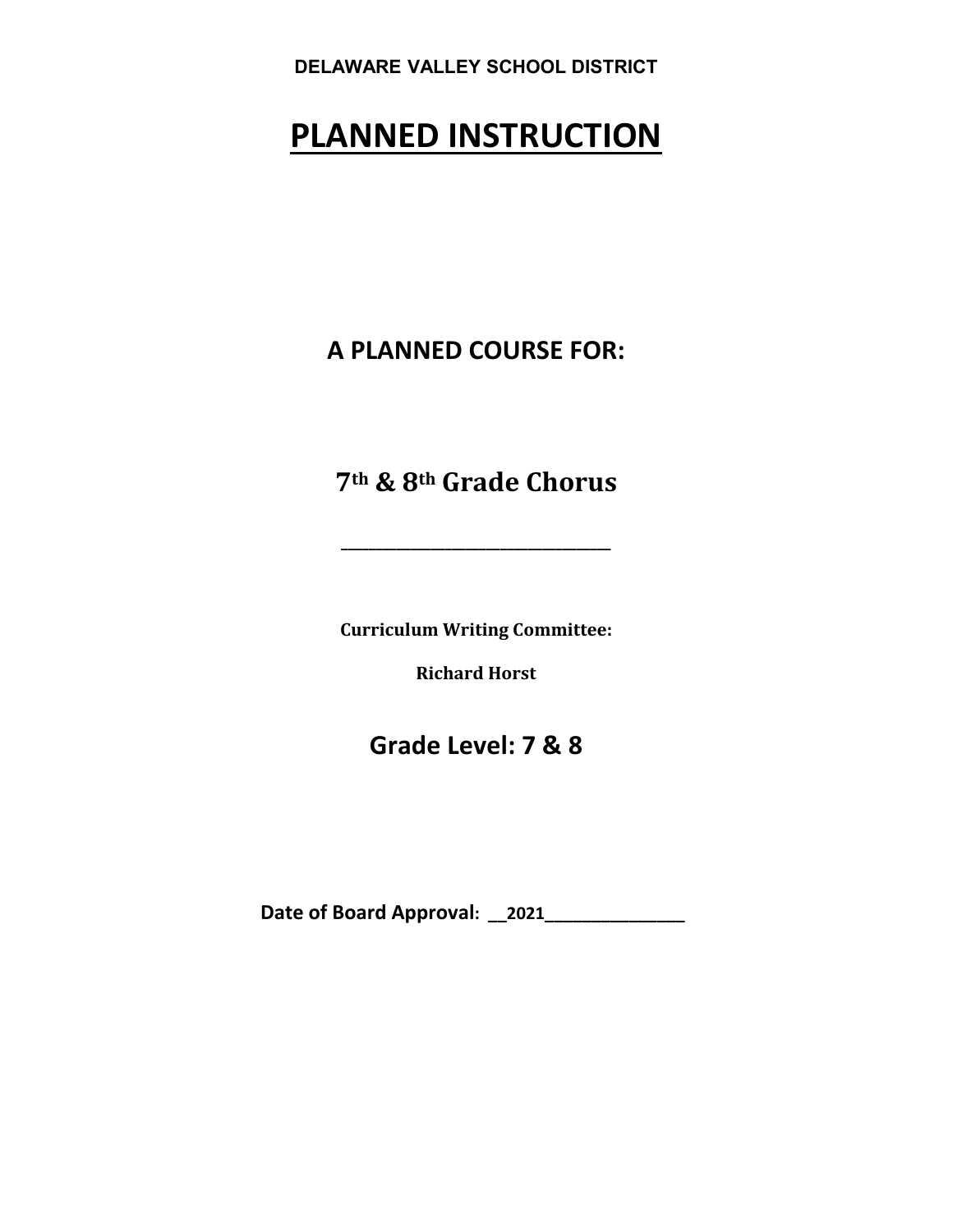**DELAWARE VALLEY SCHOOL DISTRICT**

# PLANNED INSTRUCTION

## A PLANNED COURSE FOR:

## 7th & 8th Grade Chorus

_______________________________

**Curriculum Writing Committee:**

**Richard Horst**

## Grade Level: 7 & 8

**Date of Board Approval: __2021______________**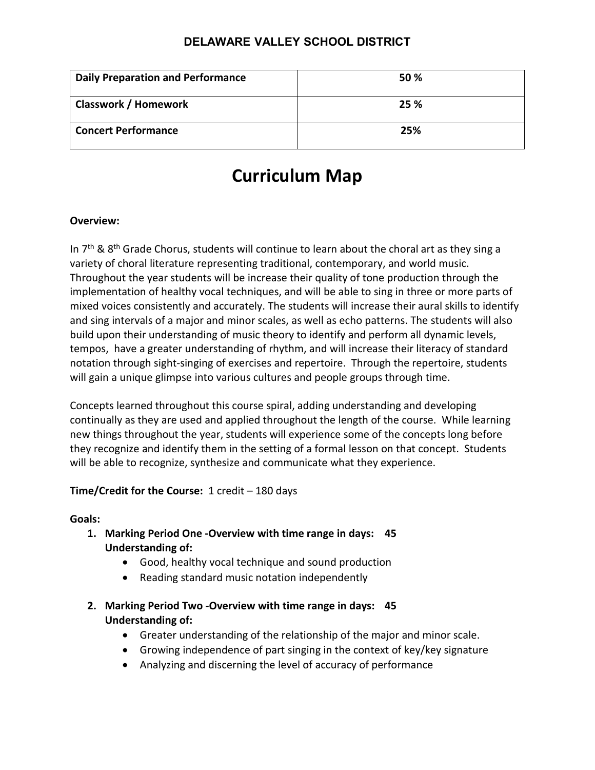| Daily Preparation and Performance | 50 % |
|---|---|
| Classwork / Homework | 25 % |
| Concert Performance | 25% |

# Curriculum Map

**Overview:**

In 7th & 8th Grade Chorus, students will continue to learn about the choral art as they sing a variety of choral literature representing traditional, contemporary, and world music. Throughout the year students will be increase their quality of tone production through the implementation of healthy vocal techniques, and will be able to sing in three or more parts of mixed voices consistently and accurately. The students will increase their aural skills to identify and sing intervals of a major and minor scales, as well as echo patterns. The students will also build upon their understanding of music theory to identify and perform all dynamic levels, tempos, have a greater understanding of rhythm, and will increase their literacy of standard notation through sight-singing of exercises and repertoire. Through the repertoire, students will gain a unique glimpse into various cultures and people groups through time.

Concepts learned throughout this course spiral, adding understanding and developing continually as they are used and applied throughout the length of the course. While learning new things throughout the year, students will experience some of the concepts long before they recognize and identify them in the setting of a formal lesson on that concept. Students will be able to recognize, synthesize and communicate what they experience.

**Time/Credit for the Course:** 1 credit – 180 days

**Goals:**

1. **Marking Period One -Overview with time range in days: 45**
   **Understanding of:**
   - Good, healthy vocal technique and sound production
   - Reading standard music notation independently

2. **Marking Period Two -Overview with time range in days: 45**
   **Understanding of:**
   - Greater understanding of the relationship of the major and minor scale.
   - Growing independence of part singing in the context of key/key signature
   - Analyzing and discerning the level of accuracy of performance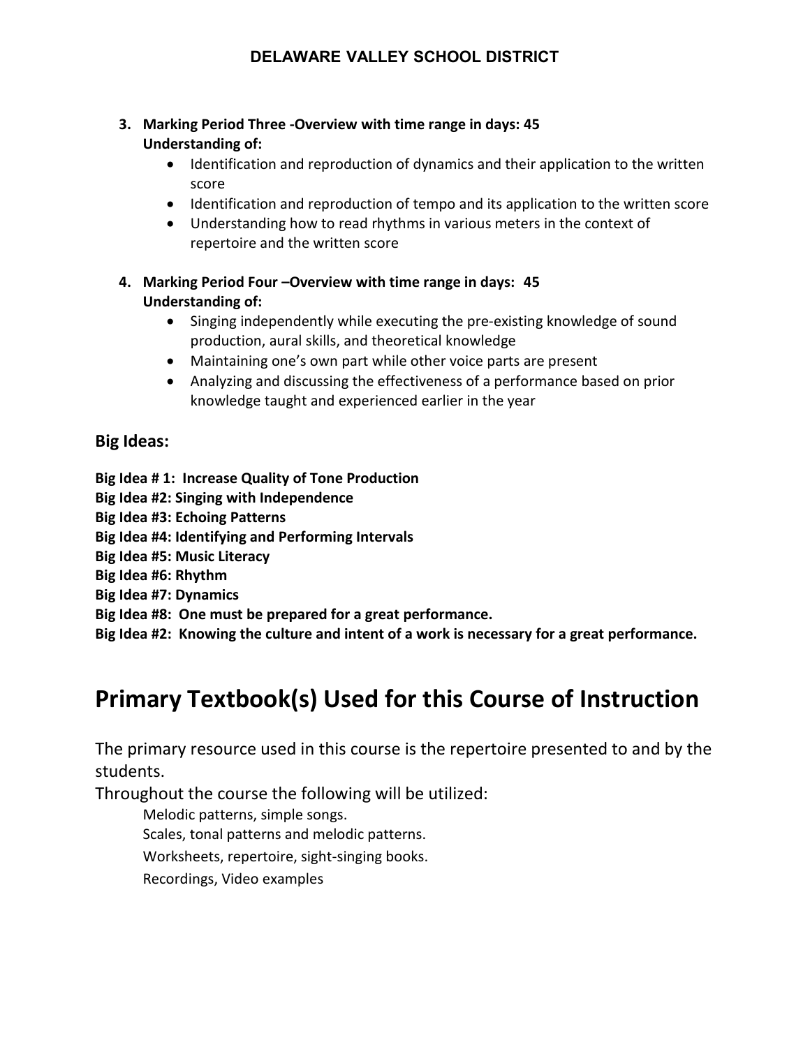3. **Marking Period Three -Overview with time range in days: 45**
   **Understanding of:**
   - Identification and reproduction of dynamics and their application to the written score
   - Identification and reproduction of tempo and its application to the written score
   - Understanding how to read rhythms in various meters in the context of repertoire and the written score

4. **Marking Period Four –Overview with time range in days: 45**
   **Understanding of:**
   - Singing independently while executing the pre-existing knowledge of sound production, aural skills, and theoretical knowledge
   - Maintaining one's own part while other voice parts are present
   - Analyzing and discussing the effectiveness of a performance based on prior knowledge taught and experienced earlier in the year

## Big Ideas:

**Big Idea # 1: Increase Quality of Tone Production**
**Big Idea #2: Singing with Independence**
**Big Idea #3: Echoing Patterns**
**Big Idea #4: Identifying and Performing Intervals**
**Big Idea #5: Music Literacy**
**Big Idea #6: Rhythm**
**Big Idea #7: Dynamics**
**Big Idea #8: One must be prepared for a great performance.**
**Big Idea #2: Knowing the culture and intent of a work is necessary for a great performance.**

# Primary Textbook(s) Used for this Course of Instruction

The primary resource used in this course is the repertoire presented to and by the students.
Throughout the course the following will be utilized:

Melodic patterns, simple songs.
Scales, tonal patterns and melodic patterns.
Worksheets, repertoire, sight-singing books.
Recordings, Video examples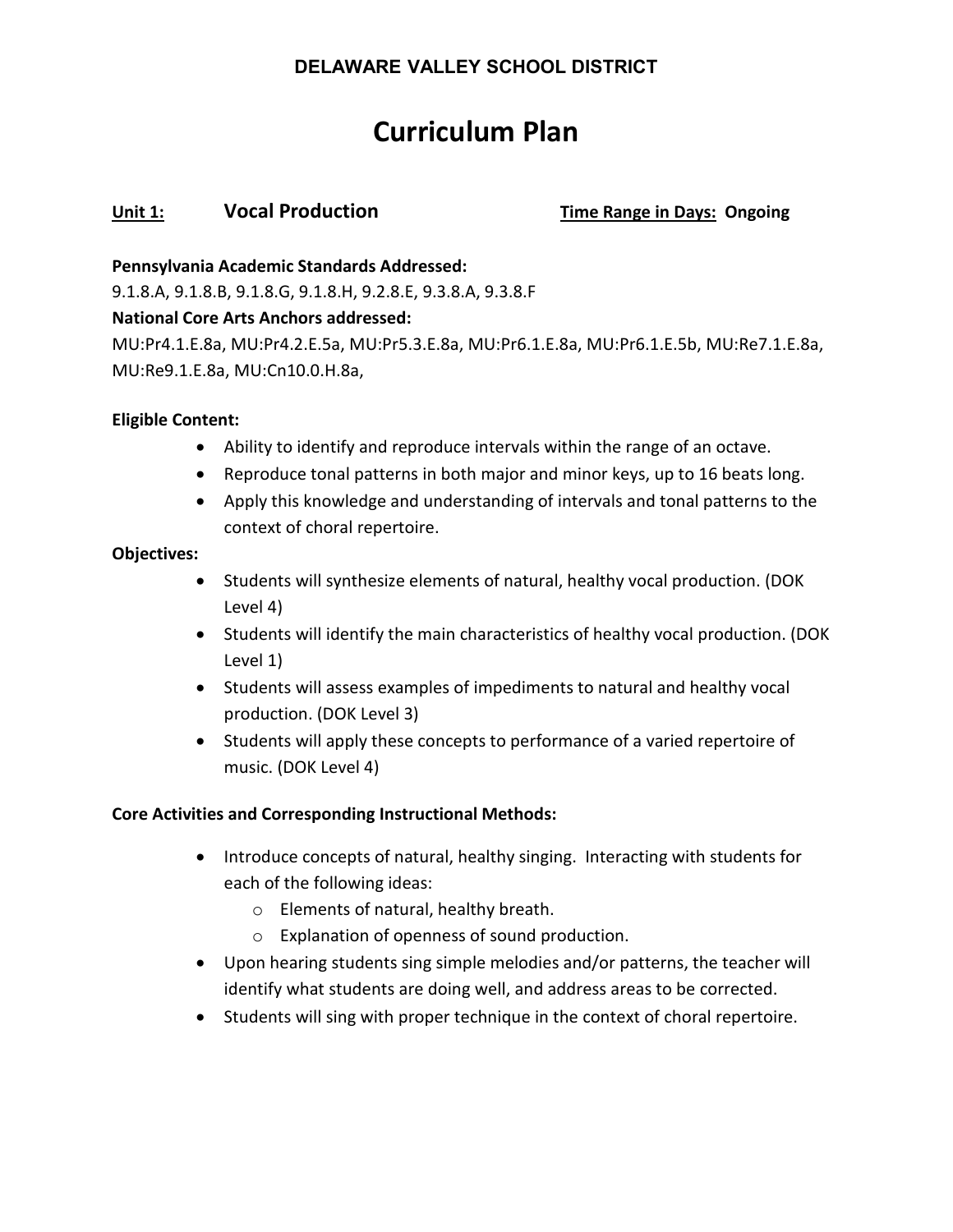**DELAWARE VALLEY SCHOOL DISTRICT**

# Curriculum Plan

**Unit 1:** **Vocal Production** **Time Range in Days: Ongoing**

**Pennsylvania Academic Standards Addressed:**
9.1.8.A, 9.1.8.B, 9.1.8.G, 9.1.8.H, 9.2.8.E, 9.3.8.A, 9.3.8.F

**National Core Arts Anchors addressed:**
MU:Pr4.1.E.8a, MU:Pr4.2.E.5a, MU:Pr5.3.E.8a, MU:Pr6.1.E.8a, MU:Pr6.1.E.5b, MU:Re7.1.E.8a, MU:Re9.1.E.8a, MU:Cn10.0.H.8a,

**Eligible Content:**

- Ability to identify and reproduce intervals within the range of an octave.
- Reproduce tonal patterns in both major and minor keys, up to 16 beats long.
- Apply this knowledge and understanding of intervals and tonal patterns to the context of choral repertoire.

**Objectives:**

- Students will synthesize elements of natural, healthy vocal production. (DOK Level 4)
- Students will identify the main characteristics of healthy vocal production. (DOK Level 1)
- Students will assess examples of impediments to natural and healthy vocal production. (DOK Level 3)
- Students will apply these concepts to performance of a varied repertoire of music. (DOK Level 4)

**Core Activities and Corresponding Instructional Methods:**

- Introduce concepts of natural, healthy singing. Interacting with students for each of the following ideas:
    - Elements of natural, healthy breath.
    - Explanation of openness of sound production.
- Upon hearing students sing simple melodies and/or patterns, the teacher will identify what students are doing well, and address areas to be corrected.
- Students will sing with proper technique in the context of choral repertoire.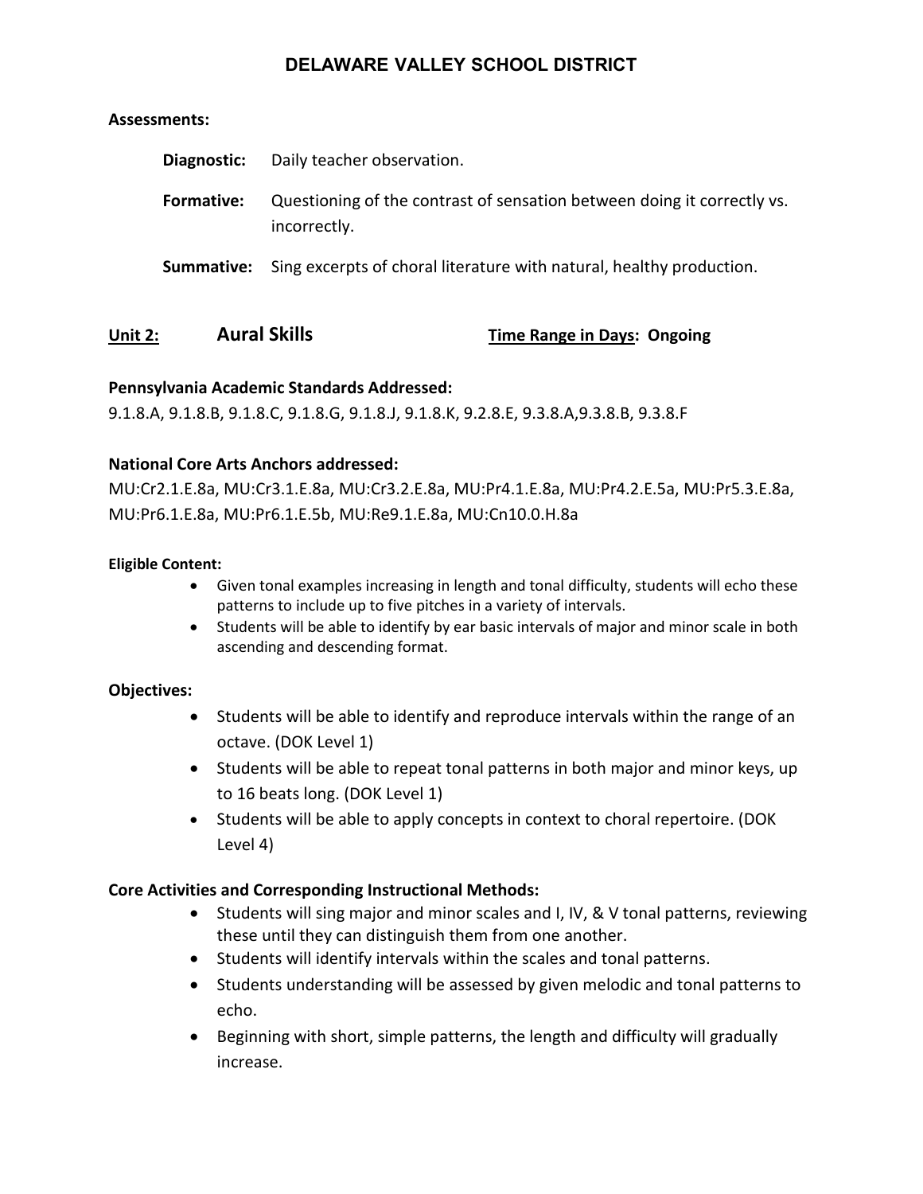**Assessments:**

**Diagnostic:** Daily teacher observation.

**Formative:** Questioning of the contrast of sensation between doing it correctly vs. incorrectly.

**Summative:** Sing excerpts of choral literature with natural, healthy production.

## Unit 2: Aural Skills — Time Range in Days: Ongoing

**Pennsylvania Academic Standards Addressed:**
9.1.8.A, 9.1.8.B, 9.1.8.C, 9.1.8.G, 9.1.8.J, 9.1.8.K, 9.2.8.E, 9.3.8.A,9.3.8.B, 9.3.8.F

**National Core Arts Anchors addressed:**
MU:Cr2.1.E.8a, MU:Cr3.1.E.8a, MU:Cr3.2.E.8a, MU:Pr4.1.E.8a, MU:Pr4.2.E.5a, MU:Pr5.3.E.8a, MU:Pr6.1.E.8a, MU:Pr6.1.E.5b, MU:Re9.1.E.8a, MU:Cn10.0.H.8a

**Eligible Content:**

- Given tonal examples increasing in length and tonal difficulty, students will echo these patterns to include up to five pitches in a variety of intervals.
- Students will be able to identify by ear basic intervals of major and minor scale in both ascending and descending format.

**Objectives:**

- Students will be able to identify and reproduce intervals within the range of an octave. (DOK Level 1)
- Students will be able to repeat tonal patterns in both major and minor keys, up to 16 beats long. (DOK Level 1)
- Students will be able to apply concepts in context to choral repertoire. (DOK Level 4)

**Core Activities and Corresponding Instructional Methods:**

- Students will sing major and minor scales and I, IV, & V tonal patterns, reviewing these until they can distinguish them from one another.
- Students will identify intervals within the scales and tonal patterns.
- Students understanding will be assessed by given melodic and tonal patterns to echo.
- Beginning with short, simple patterns, the length and difficulty will gradually increase.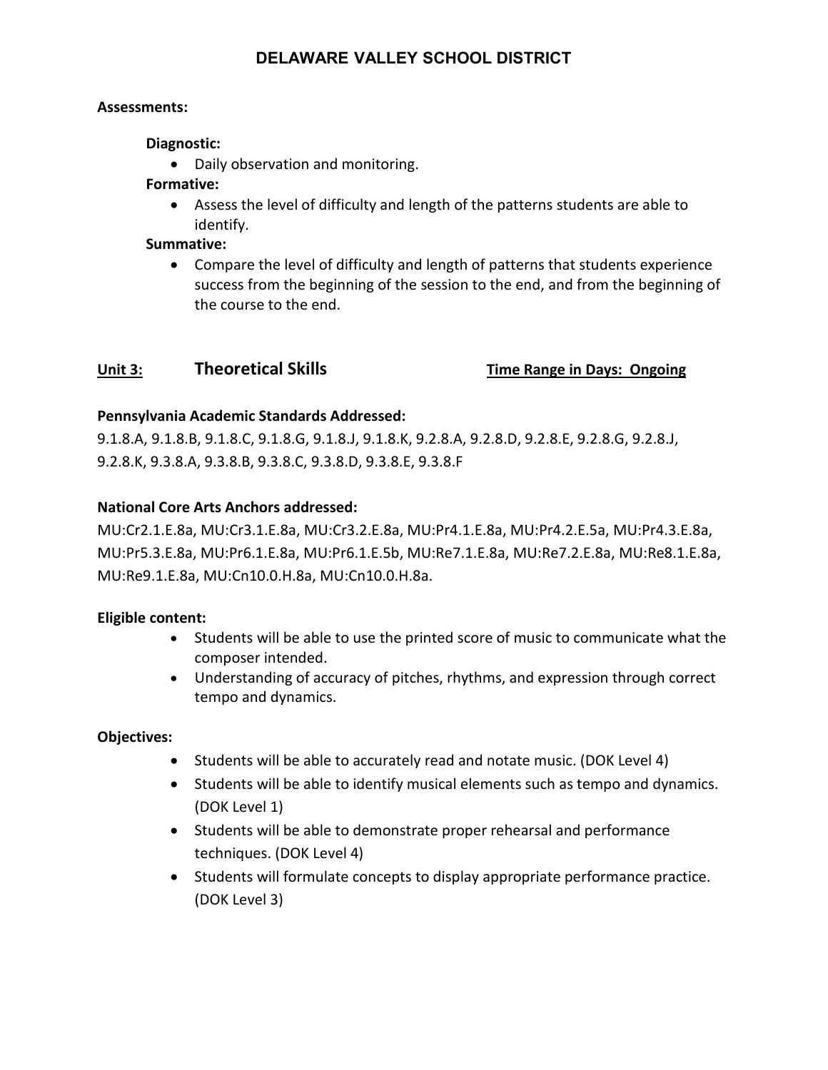**Assessments:**

**Diagnostic:**

- Daily observation and monitoring.

**Formative:**

- Assess the level of difficulty and length of the patterns students are able to identify.

**Summative:**

- Compare the level of difficulty and length of patterns that students experience success from the beginning of the session to the end, and from the beginning of the course to the end.

## Unit 3: Theoretical Skills — Time Range in Days: Ongoing

**Pennsylvania Academic Standards Addressed:**

9.1.8.A, 9.1.8.B, 9.1.8.C, 9.1.8.G, 9.1.8.J, 9.1.8.K, 9.2.8.A, 9.2.8.D, 9.2.8.E, 9.2.8.G, 9.2.8.J, 9.2.8.K, 9.3.8.A, 9.3.8.B, 9.3.8.C, 9.3.8.D, 9.3.8.E, 9.3.8.F

**National Core Arts Anchors addressed:**

MU:Cr2.1.E.8a, MU:Cr3.1.E.8a, MU:Cr3.2.E.8a, MU:Pr4.1.E.8a, MU:Pr4.2.E.5a, MU:Pr4.3.E.8a, MU:Pr5.3.E.8a, MU:Pr6.1.E.8a, MU:Pr6.1.E.5b, MU:Re7.1.E.8a, MU:Re7.2.E.8a, MU:Re8.1.E.8a, MU:Re9.1.E.8a, MU:Cn10.0.H.8a, MU:Cn10.0.H.8a.

**Eligible content:**

- Students will be able to use the printed score of music to communicate what the composer intended.
- Understanding of accuracy of pitches, rhythms, and expression through correct tempo and dynamics.

**Objectives:**

- Students will be able to accurately read and notate music. (DOK Level 4)
- Students will be able to identify musical elements such as tempo and dynamics. (DOK Level 1)
- Students will be able to demonstrate proper rehearsal and performance techniques. (DOK Level 4)
- Students will formulate concepts to display appropriate performance practice. (DOK Level 3)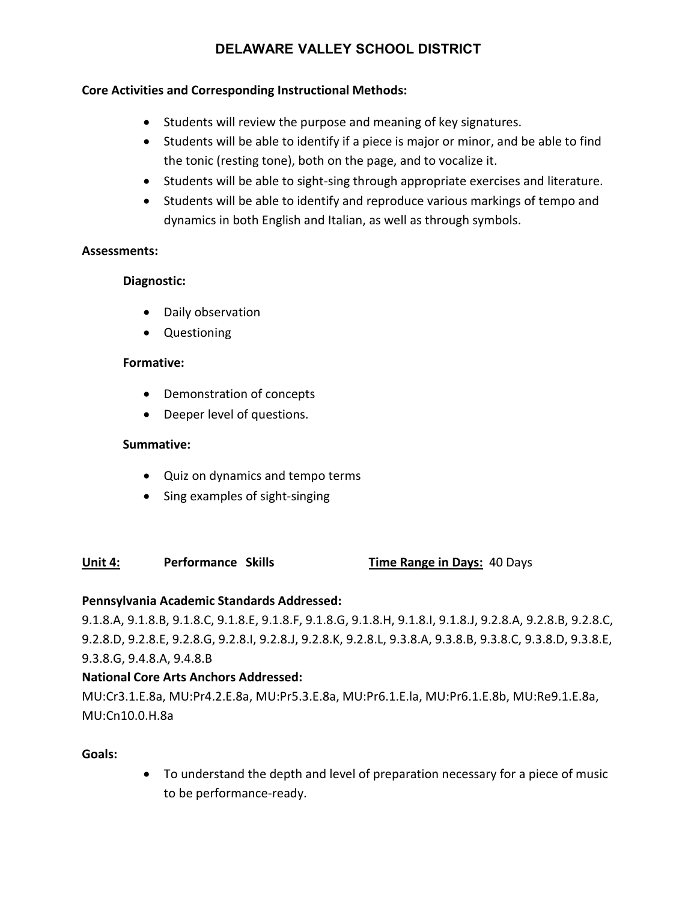**Core Activities and Corresponding Instructional Methods:**

- Students will review the purpose and meaning of key signatures.
- Students will be able to identify if a piece is major or minor, and be able to find the tonic (resting tone), both on the page, and to vocalize it.
- Students will be able to sight-sing through appropriate exercises and literature.
- Students will be able to identify and reproduce various markings of tempo and dynamics in both English and Italian, as well as through symbols.

**Assessments:**

**Diagnostic:**

- Daily observation
- Questioning

**Formative:**

- Demonstration of concepts
- Deeper level of questions.

**Summative:**

- Quiz on dynamics and tempo terms
- Sing examples of sight-singing

**Unit 4:** **Performance Skills** **Time Range in Days:** 40 Days

**Pennsylvania Academic Standards Addressed:**
9.1.8.A, 9.1.8.B, 9.1.8.C, 9.1.8.E, 9.1.8.F, 9.1.8.G, 9.1.8.H, 9.1.8.I, 9.1.8.J, 9.2.8.A, 9.2.8.B, 9.2.8.C, 9.2.8.D, 9.2.8.E, 9.2.8.G, 9.2.8.I, 9.2.8.J, 9.2.8.K, 9.2.8.L, 9.3.8.A, 9.3.8.B, 9.3.8.C, 9.3.8.D, 9.3.8.E, 9.3.8.G, 9.4.8.A, 9.4.8.B

**National Core Arts Anchors Addressed:**
MU:Cr3.1.E.8a, MU:Pr4.2.E.8a, MU:Pr5.3.E.8a, MU:Pr6.1.E.la, MU:Pr6.1.E.8b, MU:Re9.1.E.8a, MU:Cn10.0.H.8a

**Goals:**

- To understand the depth and level of preparation necessary for a piece of music to be performance-ready.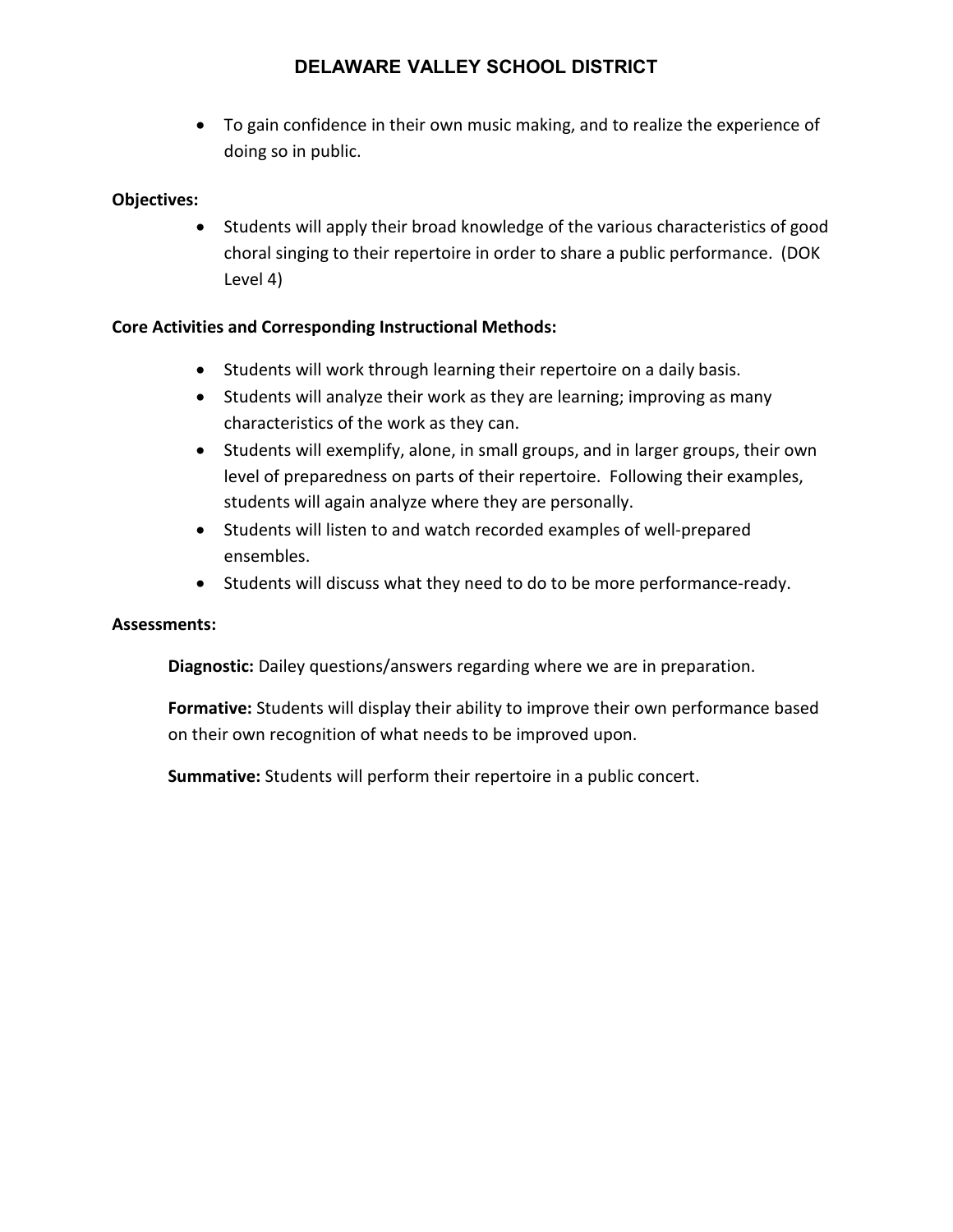- To gain confidence in their own music making, and to realize the experience of doing so in public.

**Objectives:**

- Students will apply their broad knowledge of the various characteristics of good choral singing to their repertoire in order to share a public performance. (DOK Level 4)

**Core Activities and Corresponding Instructional Methods:**

- Students will work through learning their repertoire on a daily basis.
- Students will analyze their work as they are learning; improving as many characteristics of the work as they can.
- Students will exemplify, alone, in small groups, and in larger groups, their own level of preparedness on parts of their repertoire. Following their examples, students will again analyze where they are personally.
- Students will listen to and watch recorded examples of well-prepared ensembles.
- Students will discuss what they need to do to be more performance-ready.

**Assessments:**

**Diagnostic:** Dailey questions/answers regarding where we are in preparation.

**Formative:** Students will display their ability to improve their own performance based on their own recognition of what needs to be improved upon.

**Summative:** Students will perform their repertoire in a public concert.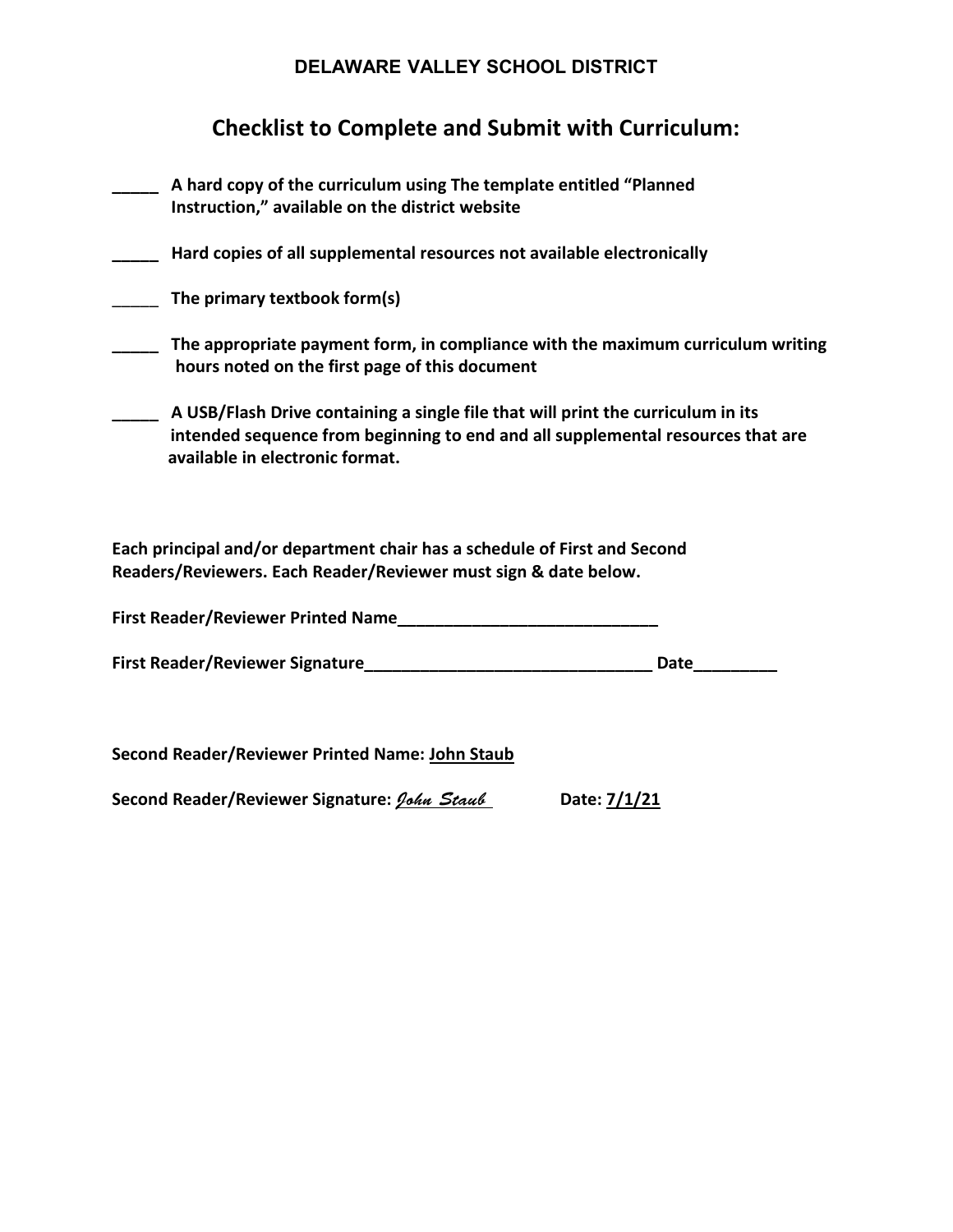**DELAWARE VALLEY SCHOOL DISTRICT**

## Checklist to Complete and Submit with Curriculum:

**_____ A hard copy of the curriculum using The template entitled "Planned Instruction," available on the district website**

**_____ Hard copies of all supplemental resources not available electronically**

**_____ The primary textbook form(s)**

**_____ The appropriate payment form, in compliance with the maximum curriculum writing hours noted on the first page of this document**

**_____ A USB/Flash Drive containing a single file that will print the curriculum in its intended sequence from beginning to end and all supplemental resources that are available in electronic format.**

**Each principal and/or department chair has a schedule of First and Second Readers/Reviewers. Each Reader/Reviewer must sign & date below.**

**First Reader/Reviewer Printed Name_____________________________**

**First Reader/Reviewer Signature________________________________ Date_________**

**Second Reader/Reviewer Printed Name: John Staub**

**Second Reader/Reviewer Signature:** *John Staub* **Date: 7/1/21**